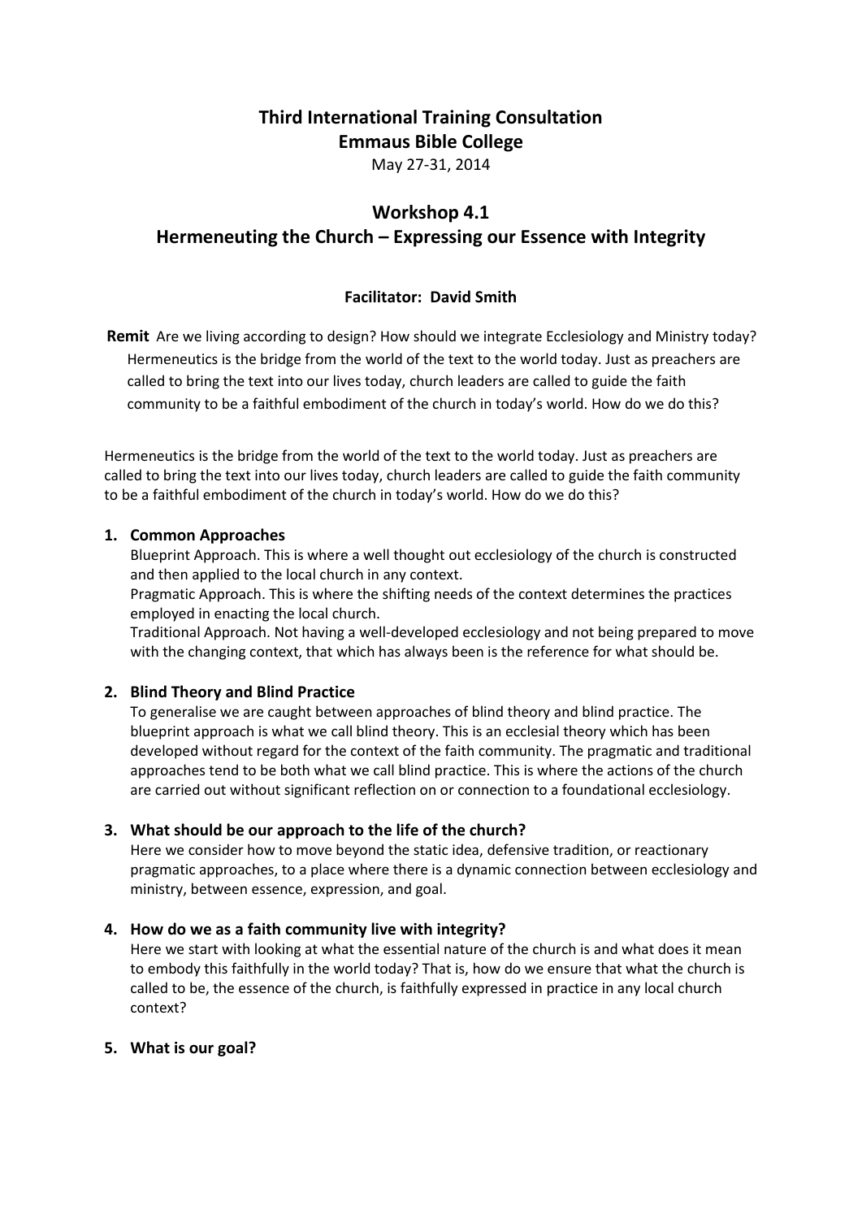# Third International Training Consultation
# Emmaus Bible College

May 27-31, 2014

## Workshop 4.1
## Hermeneuting the Church – Expressing our Essence with Integrity

**Facilitator: David Smith**

**Remit** Are we living according to design? How should we integrate Ecclesiology and Ministry today? Hermeneutics is the bridge from the world of the text to the world today. Just as preachers are called to bring the text into our lives today, church leaders are called to guide the faith community to be a faithful embodiment of the church in today's world. How do we do this?

Hermeneutics is the bridge from the world of the text to the world today. Just as preachers are called to bring the text into our lives today, church leaders are called to guide the faith community to be a faithful embodiment of the church in today's world. How do we do this?

1. **Common Approaches**

   Blueprint Approach. This is where a well thought out ecclesiology of the church is constructed and then applied to the local church in any context.

   Pragmatic Approach. This is where the shifting needs of the context determines the practices employed in enacting the local church.

   Traditional Approach. Not having a well-developed ecclesiology and not being prepared to move with the changing context, that which has always been is the reference for what should be.

2. **Blind Theory and Blind Practice**

   To generalise we are caught between approaches of blind theory and blind practice. The blueprint approach is what we call blind theory. This is an ecclesial theory which has been developed without regard for the context of the faith community. The pragmatic and traditional approaches tend to be both what we call blind practice. This is where the actions of the church are carried out without significant reflection on or connection to a foundational ecclesiology.

3. **What should be our approach to the life of the church?**

   Here we consider how to move beyond the static idea, defensive tradition, or reactionary pragmatic approaches, to a place where there is a dynamic connection between ecclesiology and ministry, between essence, expression, and goal.

4. **How do we as a faith community live with integrity?**

   Here we start with looking at what the essential nature of the church is and what does it mean to embody this faithfully in the world today? That is, how do we ensure that what the church is called to be, the essence of the church, is faithfully expressed in practice in any local church context?

5. **What is our goal?**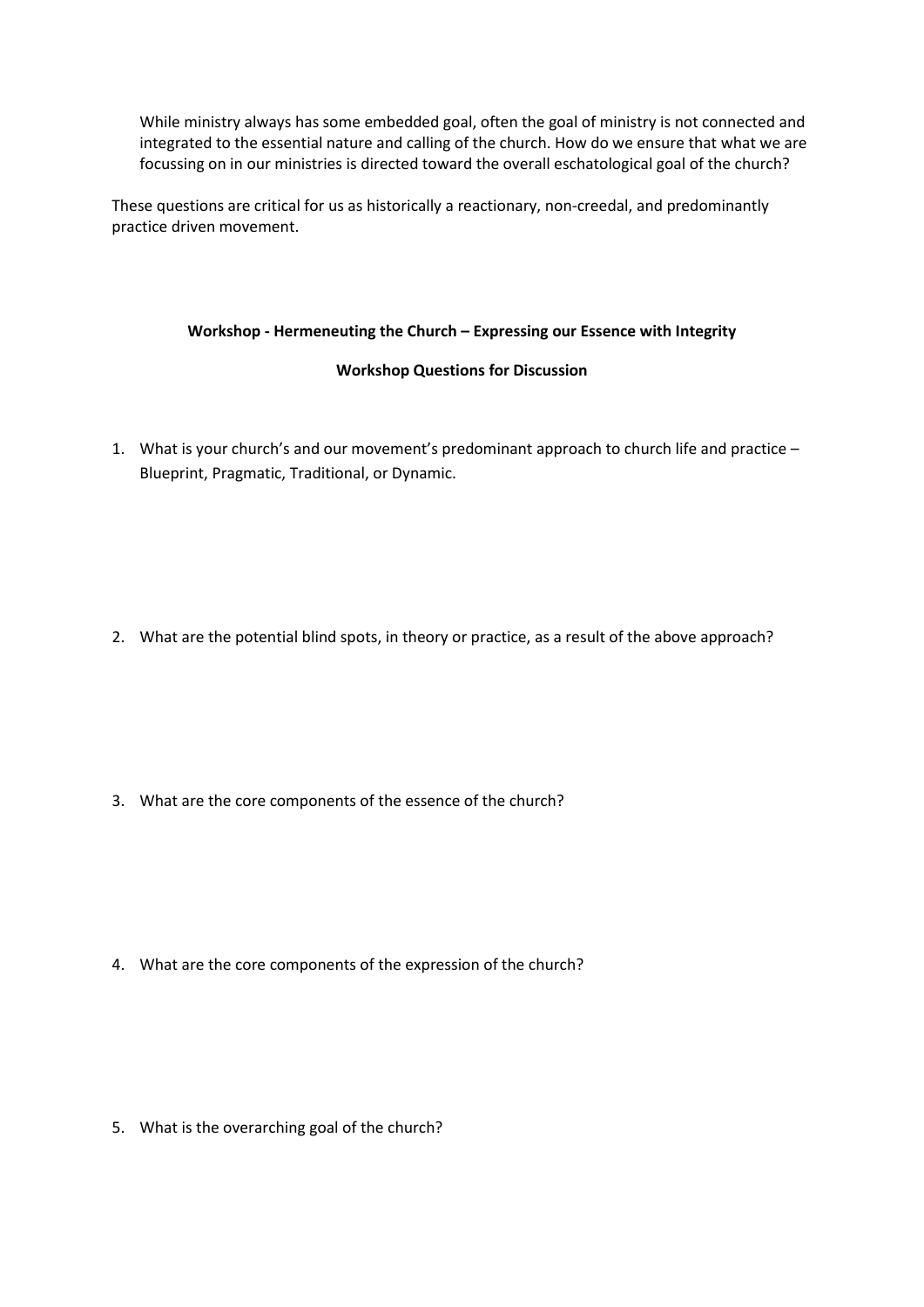> While ministry always has some embedded goal, often the goal of ministry is not connected and integrated to the essential nature and calling of the church. How do we ensure that what we are focussing on in our ministries is directed toward the overall eschatological goal of the church?

These questions are critical for us as historically a reactionary, non-creedal, and predominantly practice driven movement.

**Workshop - Hermeneuting the Church – Expressing our Essence with Integrity**

**Workshop Questions for Discussion**

1. What is your church's and our movement's predominant approach to church life and practice – Blueprint, Pragmatic, Traditional, or Dynamic.

2. What are the potential blind spots, in theory or practice, as a result of the above approach?

3. What are the core components of the essence of the church?

4. What are the core components of the expression of the church?

5. What is the overarching goal of the church?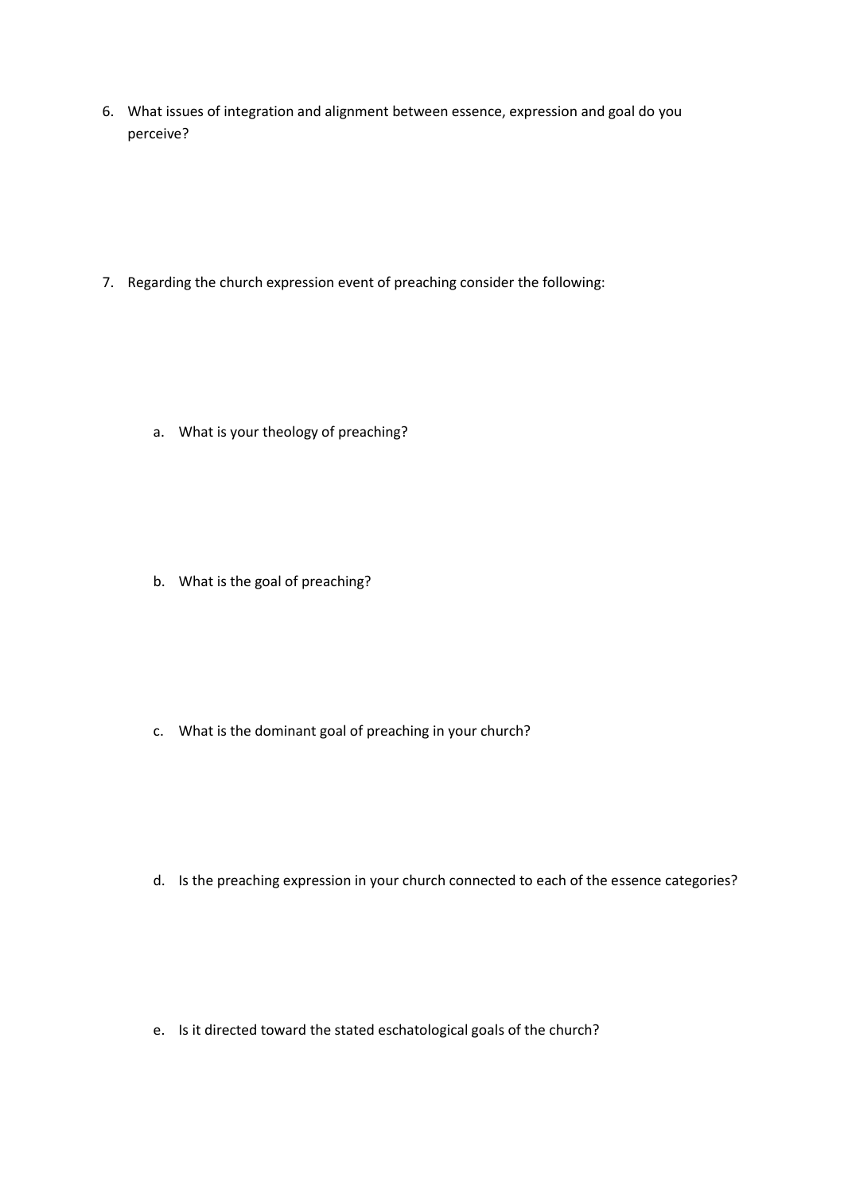6. What issues of integration and alignment between essence, expression and goal do you perceive?

7. Regarding the church expression event of preaching consider the following:

   a. What is your theology of preaching?

   b. What is the goal of preaching?

   c. What is the dominant goal of preaching in your church?

   d. Is the preaching expression in your church connected to each of the essence categories?

   e. Is it directed toward the stated eschatological goals of the church?